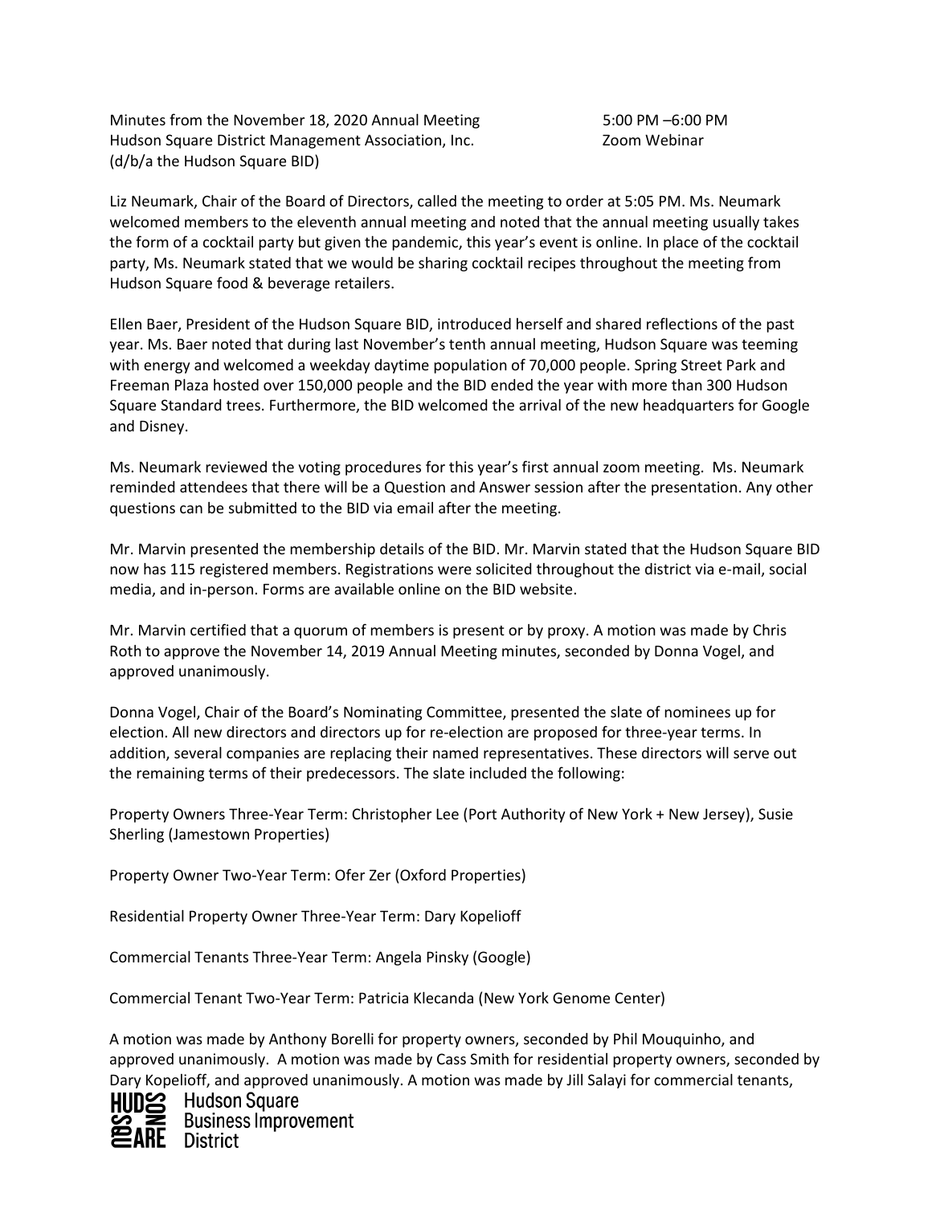Minutes from the November 18, 2020 Annual Meeting
Hudson Square District Management Association, Inc.
(d/b/a the Hudson Square BID)

5:00 PM –6:00 PM
Zoom Webinar

Liz Neumark, Chair of the Board of Directors, called the meeting to order at 5:05 PM. Ms. Neumark welcomed members to the eleventh annual meeting and noted that the annual meeting usually takes the form of a cocktail party but given the pandemic, this year's event is online. In place of the cocktail party, Ms. Neumark stated that we would be sharing cocktail recipes throughout the meeting from Hudson Square food & beverage retailers.

Ellen Baer, President of the Hudson Square BID, introduced herself and shared reflections of the past year. Ms. Baer noted that during last November's tenth annual meeting, Hudson Square was teeming with energy and welcomed a weekday daytime population of 70,000 people. Spring Street Park and Freeman Plaza hosted over 150,000 people and the BID ended the year with more than 300 Hudson Square Standard trees. Furthermore, the BID welcomed the arrival of the new headquarters for Google and Disney.

Ms. Neumark reviewed the voting procedures for this year's first annual zoom meeting. Ms. Neumark reminded attendees that there will be a Question and Answer session after the presentation. Any other questions can be submitted to the BID via email after the meeting.

Mr. Marvin presented the membership details of the BID. Mr. Marvin stated that the Hudson Square BID now has 115 registered members. Registrations were solicited throughout the district via e-mail, social media, and in-person. Forms are available online on the BID website.

Mr. Marvin certified that a quorum of members is present or by proxy. A motion was made by Chris Roth to approve the November 14, 2019 Annual Meeting minutes, seconded by Donna Vogel, and approved unanimously.

Donna Vogel, Chair of the Board's Nominating Committee, presented the slate of nominees up for election. All new directors and directors up for re-election are proposed for three-year terms. In addition, several companies are replacing their named representatives. These directors will serve out the remaining terms of their predecessors. The slate included the following:

Property Owners Three-Year Term: Christopher Lee (Port Authority of New York + New Jersey), Susie Sherling (Jamestown Properties)

Property Owner Two-Year Term: Ofer Zer (Oxford Properties)

Residential Property Owner Three-Year Term: Dary Kopelioff

Commercial Tenants Three-Year Term: Angela Pinsky (Google)

Commercial Tenant Two-Year Term: Patricia Klecanda (New York Genome Center)

A motion was made by Anthony Borelli for property owners, seconded by Phil Mouquinho, and approved unanimously. A motion was made by Cass Smith for residential property owners, seconded by Dary Kopelioff, and approved unanimously. A motion was made by Jill Salayi for commercial tenants,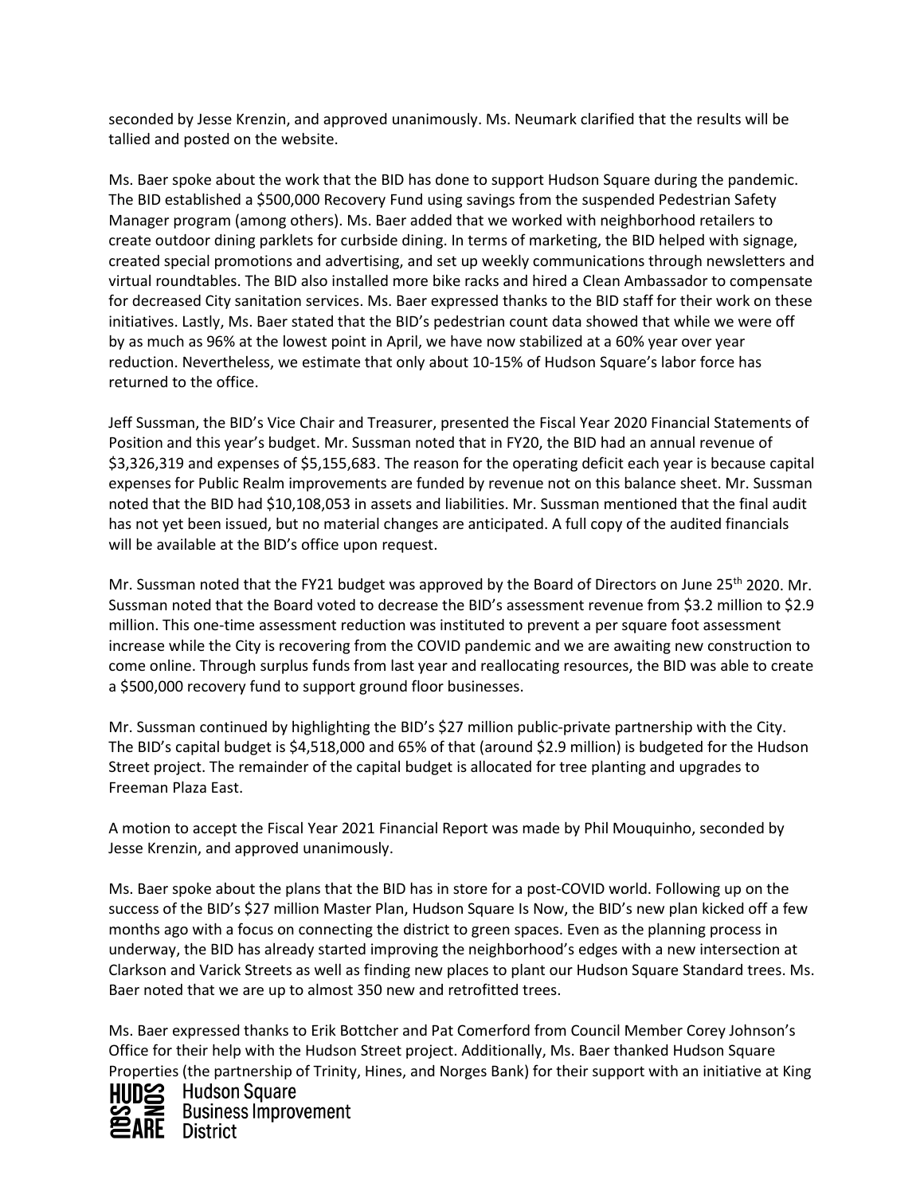seconded by Jesse Krenzin, and approved unanimously. Ms. Neumark clarified that the results will be tallied and posted on the website.

Ms. Baer spoke about the work that the BID has done to support Hudson Square during the pandemic. The BID established a $500,000 Recovery Fund using savings from the suspended Pedestrian Safety Manager program (among others). Ms. Baer added that we worked with neighborhood retailers to create outdoor dining parklets for curbside dining. In terms of marketing, the BID helped with signage, created special promotions and advertising, and set up weekly communications through newsletters and virtual roundtables. The BID also installed more bike racks and hired a Clean Ambassador to compensate for decreased City sanitation services. Ms. Baer expressed thanks to the BID staff for their work on these initiatives. Lastly, Ms. Baer stated that the BID's pedestrian count data showed that while we were off by as much as 96% at the lowest point in April, we have now stabilized at a 60% year over year reduction. Nevertheless, we estimate that only about 10-15% of Hudson Square's labor force has returned to the office.

Jeff Sussman, the BID's Vice Chair and Treasurer, presented the Fiscal Year 2020 Financial Statements of Position and this year's budget. Mr. Sussman noted that in FY20, the BID had an annual revenue of $3,326,319 and expenses of $5,155,683. The reason for the operating deficit each year is because capital expenses for Public Realm improvements are funded by revenue not on this balance sheet. Mr. Sussman noted that the BID had $10,108,053 in assets and liabilities. Mr. Sussman mentioned that the final audit has not yet been issued, but no material changes are anticipated. A full copy of the audited financials will be available at the BID's office upon request.

Mr. Sussman noted that the FY21 budget was approved by the Board of Directors on June 25th 2020. Mr. Sussman noted that the Board voted to decrease the BID's assessment revenue from $3.2 million to $2.9 million. This one-time assessment reduction was instituted to prevent a per square foot assessment increase while the City is recovering from the COVID pandemic and we are awaiting new construction to come online. Through surplus funds from last year and reallocating resources, the BID was able to create a $500,000 recovery fund to support ground floor businesses.

Mr. Sussman continued by highlighting the BID's $27 million public-private partnership with the City. The BID's capital budget is $4,518,000 and 65% of that (around $2.9 million) is budgeted for the Hudson Street project. The remainder of the capital budget is allocated for tree planting and upgrades to Freeman Plaza East.

A motion to accept the Fiscal Year 2021 Financial Report was made by Phil Mouquinho, seconded by Jesse Krenzin, and approved unanimously.

Ms. Baer spoke about the plans that the BID has in store for a post-COVID world. Following up on the success of the BID's $27 million Master Plan, Hudson Square Is Now, the BID's new plan kicked off a few months ago with a focus on connecting the district to green spaces. Even as the planning process in underway, the BID has already started improving the neighborhood's edges with a new intersection at Clarkson and Varick Streets as well as finding new places to plant our Hudson Square Standard trees. Ms. Baer noted that we are up to almost 350 new and retrofitted trees.

Ms. Baer expressed thanks to Erik Bottcher and Pat Comerford from Council Member Corey Johnson's Office for their help with the Hudson Street project. Additionally, Ms. Baer thanked Hudson Square Properties (the partnership of Trinity, Hines, and Norges Bank) for their support with an initiative at King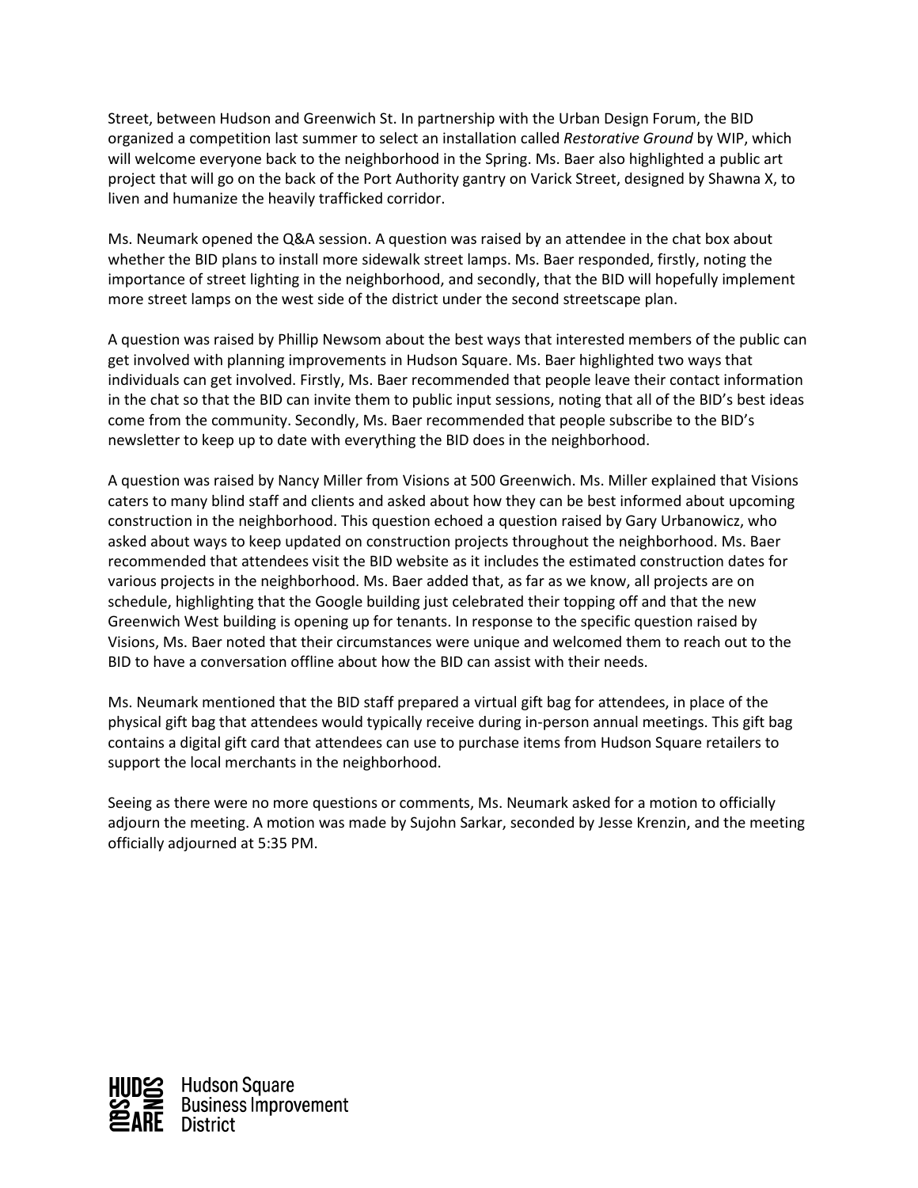Street, between Hudson and Greenwich St. In partnership with the Urban Design Forum, the BID organized a competition last summer to select an installation called *Restorative Ground* by WIP, which will welcome everyone back to the neighborhood in the Spring. Ms. Baer also highlighted a public art project that will go on the back of the Port Authority gantry on Varick Street, designed by Shawna X, to liven and humanize the heavily trafficked corridor.

Ms. Neumark opened the Q&A session. A question was raised by an attendee in the chat box about whether the BID plans to install more sidewalk street lamps. Ms. Baer responded, firstly, noting the importance of street lighting in the neighborhood, and secondly, that the BID will hopefully implement more street lamps on the west side of the district under the second streetscape plan.

A question was raised by Phillip Newsom about the best ways that interested members of the public can get involved with planning improvements in Hudson Square. Ms. Baer highlighted two ways that individuals can get involved. Firstly, Ms. Baer recommended that people leave their contact information in the chat so that the BID can invite them to public input sessions, noting that all of the BID's best ideas come from the community. Secondly, Ms. Baer recommended that people subscribe to the BID's newsletter to keep up to date with everything the BID does in the neighborhood.

A question was raised by Nancy Miller from Visions at 500 Greenwich. Ms. Miller explained that Visions caters to many blind staff and clients and asked about how they can be best informed about upcoming construction in the neighborhood. This question echoed a question raised by Gary Urbanowicz, who asked about ways to keep updated on construction projects throughout the neighborhood. Ms. Baer recommended that attendees visit the BID website as it includes the estimated construction dates for various projects in the neighborhood. Ms. Baer added that, as far as we know, all projects are on schedule, highlighting that the Google building just celebrated their topping off and that the new Greenwich West building is opening up for tenants. In response to the specific question raised by Visions, Ms. Baer noted that their circumstances were unique and welcomed them to reach out to the BID to have a conversation offline about how the BID can assist with their needs.

Ms. Neumark mentioned that the BID staff prepared a virtual gift bag for attendees, in place of the physical gift bag that attendees would typically receive during in-person annual meetings. This gift bag contains a digital gift card that attendees can use to purchase items from Hudson Square retailers to support the local merchants in the neighborhood.

Seeing as there were no more questions or comments, Ms. Neumark asked for a motion to officially adjourn the meeting. A motion was made by Sujohn Sarkar, seconded by Jesse Krenzin, and the meeting officially adjourned at 5:35 PM.